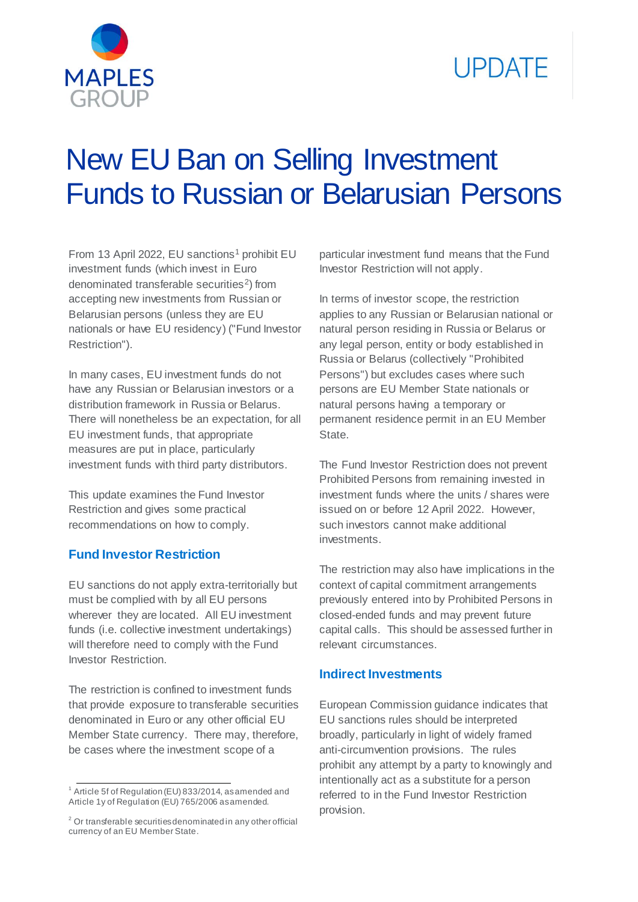MAPLES GROUP

UPDATE

# New EU Ban on Selling Investment Funds to Russian or Belarusian Persons

From 13 April 2022, EU sanctions[1] prohibit EU investment funds (which invest in Euro denominated transferable securities[2]) from accepting new investments from Russian or Belarusian persons (unless they are EU nationals or have EU residency) ("Fund Investor Restriction").

In many cases, EU investment funds do not have any Russian or Belarusian investors or a distribution framework in Russia or Belarus. There will nonetheless be an expectation, for all EU investment funds, that appropriate measures are put in place, particularly investment funds with third party distributors.

This update examines the Fund Investor Restriction and gives some practical recommendations on how to comply.

## Fund Investor Restriction

EU sanctions do not apply extra-territorially but must be complied with by all EU persons wherever they are located. All EU investment funds (i.e. collective investment undertakings) will therefore need to comply with the Fund Investor Restriction.

The restriction is confined to investment funds that provide exposure to transferable securities denominated in Euro or any other official EU Member State currency. There may, therefore, be cases where the investment scope of a particular investment fund means that the Fund Investor Restriction will not apply.

In terms of investor scope, the restriction applies to any Russian or Belarusian national or natural person residing in Russia or Belarus or any legal person, entity or body established in Russia or Belarus (collectively "Prohibited Persons") but excludes cases where such persons are EU Member State nationals or natural persons having a temporary or permanent residence permit in an EU Member State.

The Fund Investor Restriction does not prevent Prohibited Persons from remaining invested in investment funds where the units / shares were issued on or before 12 April 2022. However, such investors cannot make additional investments.

The restriction may also have implications in the context of capital commitment arrangements previously entered into by Prohibited Persons in closed-ended funds and may prevent future capital calls. This should be assessed further in relevant circumstances.

## Indirect Investments

European Commission guidance indicates that EU sanctions rules should be interpreted broadly, particularly in light of widely framed anti-circumvention provisions. The rules prohibit any attempt by a party to knowingly and intentionally act as a substitute for a person referred to in the Fund Investor Restriction provision.

---

[1] Article 5f of Regulation (EU) 833/2014, as amended and Article 1y of Regulation (EU) 765/2006 as amended.

[2] Or transferable securities denominated in any other official currency of an EU Member State.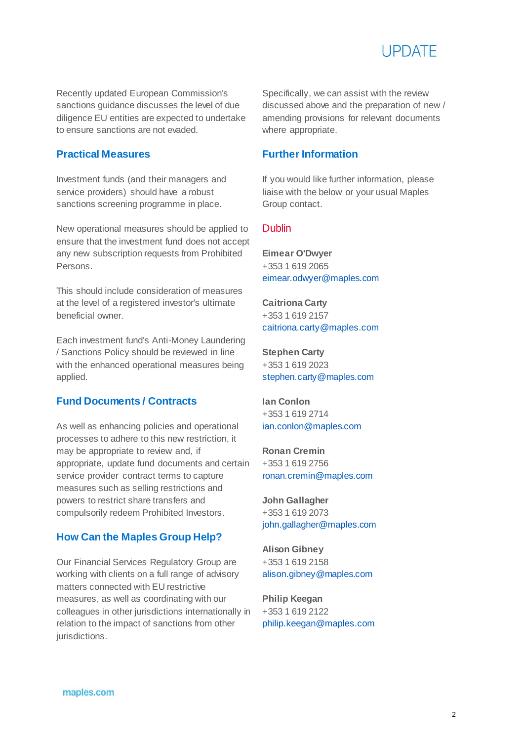Recently updated European Commission's sanctions guidance discusses the level of due diligence EU entities are expected to undertake to ensure sanctions are not evaded.

## Practical Measures

Investment funds (and their managers and service providers) should have a robust sanctions screening programme in place.

New operational measures should be applied to ensure that the investment fund does not accept any new subscription requests from Prohibited Persons.

This should include consideration of measures at the level of a registered investor's ultimate beneficial owner.

Each investment fund's Anti-Money Laundering / Sanctions Policy should be reviewed in line with the enhanced operational measures being applied.

## Fund Documents / Contracts

As well as enhancing policies and operational processes to adhere to this new restriction, it may be appropriate to review and, if appropriate, update fund documents and certain service provider contract terms to capture measures such as selling restrictions and powers to restrict share transfers and compulsorily redeem Prohibited Investors.

## How Can the Maples Group Help?

Our Financial Services Regulatory Group are working with clients on a full range of advisory matters connected with EU restrictive measures, as well as coordinating with our colleagues in other jurisdictions internationally in relation to the impact of sanctions from other jurisdictions.

Specifically, we can assist with the review discussed above and the preparation of new / amending provisions for relevant documents where appropriate.

## Further Information

If you would like further information, please liaise with the below or your usual Maples Group contact.

### Dublin

**Eimear O'Dwyer**
+353 1 619 2065
eimear.odwyer@maples.com

**Caitriona Carty**
+353 1 619 2157
caitriona.carty@maples.com

**Stephen Carty**
+353 1 619 2023
stephen.carty@maples.com

**Ian Conlon**
+353 1 619 2714
ian.conlon@maples.com

**Ronan Cremin**
+353 1 619 2756
ronan.cremin@maples.com

**John Gallagher**
+353 1 619 2073
john.gallagher@maples.com

**Alison Gibney**
+353 1 619 2158
alison.gibney@maples.com

**Philip Keegan**
+353 1 619 2122
philip.keegan@maples.com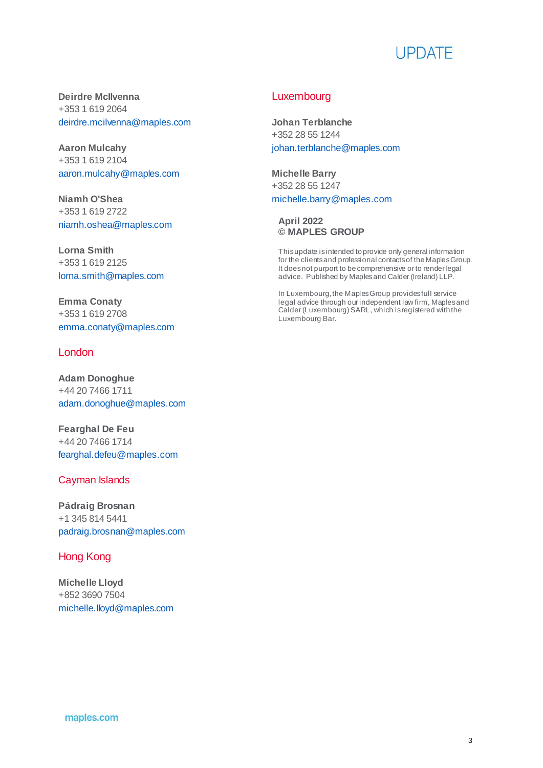**Deirdre McIlvenna**
+353 1 619 2064
deirdre.mcilvenna@maples.com

**Aaron Mulcahy**
+353 1 619 2104
aaron.mulcahy@maples.com

**Niamh O'Shea**
+353 1 619 2722
niamh.oshea@maples.com

**Lorna Smith**
+353 1 619 2125
lorna.smith@maples.com

**Emma Conaty**
+353 1 619 2708
emma.conaty@maples.com

## London

**Adam Donoghue**
+44 20 7466 1711
adam.donoghue@maples.com

**Fearghal De Feu**
+44 20 7466 1714
fearghal.defeu@maples.com

## Cayman Islands

**Pádraig Brosnan**
+1 345 814 5441
padraig.brosnan@maples.com

## Hong Kong

**Michelle Lloyd**
+852 3690 7504
michelle.lloyd@maples.com

## Luxembourg

**Johan Terblanche**
+352 28 55 1244
johan.terblanche@maples.com

**Michelle Barry**
+352 28 55 1247
michelle.barry@maples.com

**April 2022**
**© MAPLES GROUP**

This update is intended to provide only general information for the clients and professional contacts of the Maples Group. It does not purport to be comprehensive or to render legal advice. Published by Maples and Calder (Ireland) LLP.

In Luxembourg, the Maples Group provides full service legal advice through our independent law firm, Maples and Calder (Luxembourg) SARL, which is registered with the Luxembourg Bar.